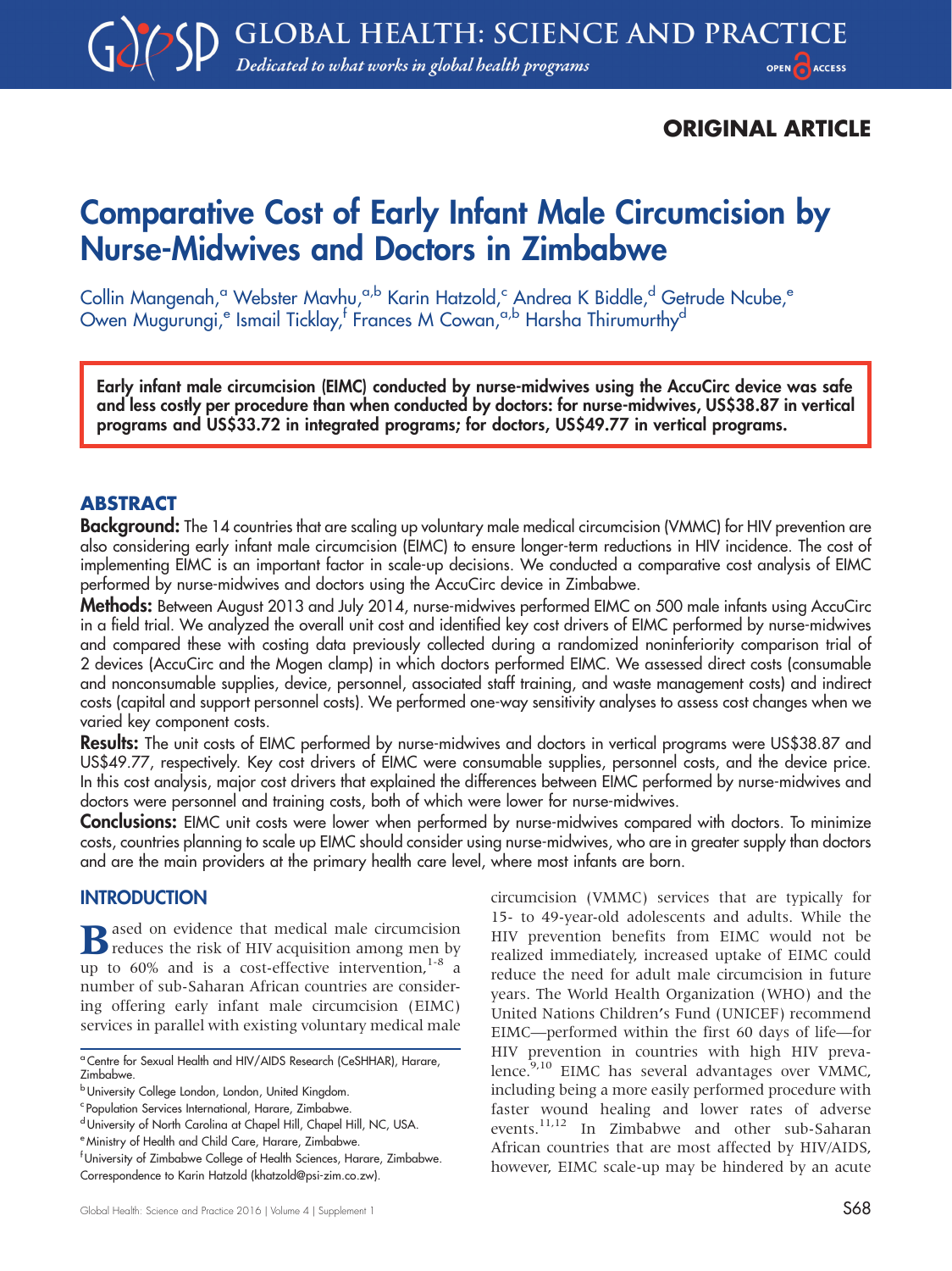ORIGINAL ARTICLE

# Comparative Cost of Early Infant Male Circumcision by Nurse-Midwives and Doctors in Zimbabwe

Collin Mangenah,[a] Webster Mavhu,[a,b] Karin Hatzold,[c] Andrea K Biddle,[d] Getrude Ncube,[e] Owen Mugurungi,[e] Ismail Ticklay,[f] Frances M Cowan,[a,b] Harsha Thirumurthy[d]

**Early infant male circumcision (EIMC) conducted by nurse-midwives using the AccuCirc device was safe and less costly per procedure than when conducted by doctors: for nurse-midwives, US$38.87 in vertical programs and US$33.72 in integrated programs; for doctors, US$49.77 in vertical programs.**

## ABSTRACT

**Background:** The 14 countries that are scaling up voluntary male medical circumcision (VMMC) for HIV prevention are also considering early infant male circumcision (EIMC) to ensure longer-term reductions in HIV incidence. The cost of implementing EIMC is an important factor in scale-up decisions. We conducted a comparative cost analysis of EIMC performed by nurse-midwives and doctors using the AccuCirc device in Zimbabwe.

**Methods:** Between August 2013 and July 2014, nurse-midwives performed EIMC on 500 male infants using AccuCirc in a field trial. We analyzed the overall unit cost and identified key cost drivers of EIMC performed by nurse-midwives and compared these with costing data previously collected during a randomized noninferiority comparison trial of 2 devices (AccuCirc and the Mogen clamp) in which doctors performed EIMC. We assessed direct costs (consumable and nonconsumable supplies, device, personnel, associated staff training, and waste management costs) and indirect costs (capital and support personnel costs). We performed one-way sensitivity analyses to assess cost changes when we varied key component costs.

**Results:** The unit costs of EIMC performed by nurse-midwives and doctors in vertical programs were US$38.87 and US$49.77, respectively. Key cost drivers of EIMC were consumable supplies, personnel costs, and the device price. In this cost analysis, major cost drivers that explained the differences between EIMC performed by nurse-midwives and doctors were personnel and training costs, both of which were lower for nurse-midwives.

**Conclusions:** EIMC unit costs were lower when performed by nurse-midwives compared with doctors. To minimize costs, countries planning to scale up EIMC should consider using nurse-midwives, who are in greater supply than doctors and are the main providers at the primary health care level, where most infants are born.

## INTRODUCTION

Based on evidence that medical male circumcision reduces the risk of HIV acquisition among men by up to 60% and is a cost-effective intervention,[1-8] a number of sub-Saharan African countries are considering offering early infant male circumcision (EIMC) services in parallel with existing voluntary medical male circumcision (VMMC) services that are typically for 15- to 49-year-old adolescents and adults. While the HIV prevention benefits from EIMC would not be realized immediately, increased uptake of EIMC could reduce the need for adult male circumcision in future years. The World Health Organization (WHO) and the United Nations Children's Fund (UNICEF) recommend EIMC—performed within the first 60 days of life—for HIV prevention in countries with high HIV prevalence.[9,10] EIMC has several advantages over VMMC, including being a more easily performed procedure with faster wound healing and lower rates of adverse events.[11,12] In Zimbabwe and other sub-Saharan African countries that are most affected by HIV/AIDS, however, EIMC scale-up may be hindered by an acute

---

[a] Centre for Sexual Health and HIV/AIDS Research (CeSHHAR), Harare, Zimbabwe.

[b] University College London, London, United Kingdom.

[c] Population Services International, Harare, Zimbabwe.

[d] University of North Carolina at Chapel Hill, Chapel Hill, NC, USA.

[e] Ministry of Health and Child Care, Harare, Zimbabwe.

[f] University of Zimbabwe College of Health Sciences, Harare, Zimbabwe.

Correspondence to Karin Hatzold (khatzold@psi-zim.co.zw).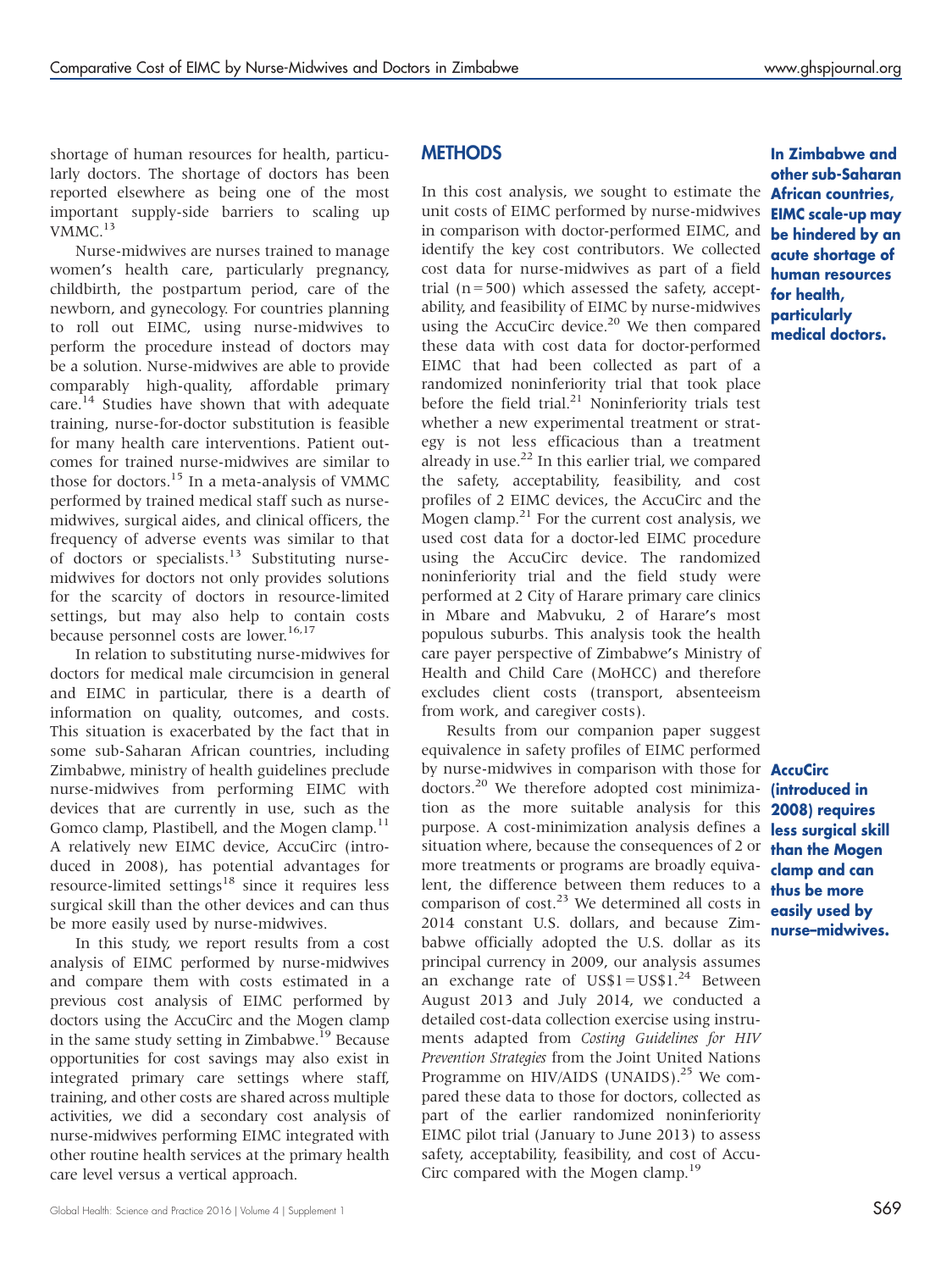shortage of human resources for health, particularly doctors. The shortage of doctors has been reported elsewhere as being one of the most important supply-side barriers to scaling up VMMC.[13]

Nurse-midwives are nurses trained to manage women's health care, particularly pregnancy, childbirth, the postpartum period, care of the newborn, and gynecology. For countries planning to roll out EIMC, using nurse-midwives to perform the procedure instead of doctors may be a solution. Nurse-midwives are able to provide comparably high-quality, affordable primary care.[14] Studies have shown that with adequate training, nurse-for-doctor substitution is feasible for many health care interventions. Patient outcomes for trained nurse-midwives are similar to those for doctors.[15] In a meta-analysis of VMMC performed by trained medical staff such as nurse-midwives, surgical aides, and clinical officers, the frequency of adverse events was similar to that of doctors or specialists.[13] Substituting nurse-midwives for doctors not only provides solutions for the scarcity of doctors in resource-limited settings, but may also help to contain costs because personnel costs are lower.[16,17]

In relation to substituting nurse-midwives for doctors for medical male circumcision in general and EIMC in particular, there is a dearth of information on quality, outcomes, and costs. This situation is exacerbated by the fact that in some sub-Saharan African countries, including Zimbabwe, ministry of health guidelines preclude nurse-midwives from performing EIMC with devices that are currently in use, such as the Gomco clamp, Plastibell, and the Mogen clamp.[11] A relatively new EIMC device, AccuCirc (introduced in 2008), has potential advantages for resource-limited settings[18] since it requires less surgical skill than the other devices and can thus be more easily used by nurse-midwives.

In this study, we report results from a cost analysis of EIMC performed by nurse-midwives and compare them with costs estimated in a previous cost analysis of EIMC performed by doctors using the AccuCirc and the Mogen clamp in the same study setting in Zimbabwe.[19] Because opportunities for cost savings may also exist in integrated primary care settings where staff, training, and other costs are shared across multiple activities, we did a secondary cost analysis of nurse-midwives performing EIMC integrated with other routine health services at the primary health care level versus a vertical approach.

## METHODS

**In Zimbabwe and other sub-Saharan African countries, EIMC scale-up may be hindered by an acute shortage of human resources for health, particularly medical doctors.**

In this cost analysis, we sought to estimate the unit costs of EIMC performed by nurse-midwives in comparison with doctor-performed EIMC, and identify the key cost contributors. We collected cost data for nurse-midwives as part of a field trial (n = 500) which assessed the safety, acceptability, and feasibility of EIMC by nurse-midwives using the AccuCirc device.[20] We then compared these data with cost data for doctor-performed EIMC that had been collected as part of a randomized noninferiority trial that took place before the field trial.[21] Noninferiority trials test whether a new experimental treatment or strategy is not less efficacious than a treatment already in use.[22] In this earlier trial, we compared the safety, acceptability, feasibility, and cost profiles of 2 EIMC devices, the AccuCirc and the Mogen clamp.[21] For the current cost analysis, we used cost data for a doctor-led EIMC procedure using the AccuCirc device. The randomized noninferiority trial and the field study were performed at 2 City of Harare primary care clinics in Mbare and Mabvuku, 2 of Harare's most populous suburbs. This analysis took the health care payer perspective of Zimbabwe's Ministry of Health and Child Care (MoHCC) and therefore excludes client costs (transport, absenteeism from work, and caregiver costs).

Results from our companion paper suggest equivalence in safety profiles of EIMC performed by nurse-midwives in comparison with those for doctors.[20] We therefore adopted cost minimization as the more suitable analysis for this purpose. A cost-minimization analysis defines a situation where, because the consequences of 2 or more treatments or programs are broadly equivalent, the difference between them reduces to a comparison of cost.[23] We determined all costs in 2014 constant U.S. dollars, and because Zimbabwe officially adopted the U.S. dollar as its principal currency in 2009, our analysis assumes an exchange rate of US$1 = US$1.[24] Between August 2013 and July 2014, we conducted a detailed cost-data collection exercise using instruments adapted from *Costing Guidelines for HIV Prevention Strategies* from the Joint United Nations Programme on HIV/AIDS (UNAIDS).[25] We compared these data to those for doctors, collected as part of the earlier randomized noninferiority EIMC pilot trial (January to June 2013) to assess safety, acceptability, feasibility, and cost of AccuCirc compared with the Mogen clamp.[19]

**AccuCirc (introduced in 2008) requires less surgical skill than the Mogen clamp and can thus be more easily used by nurse–midwives.**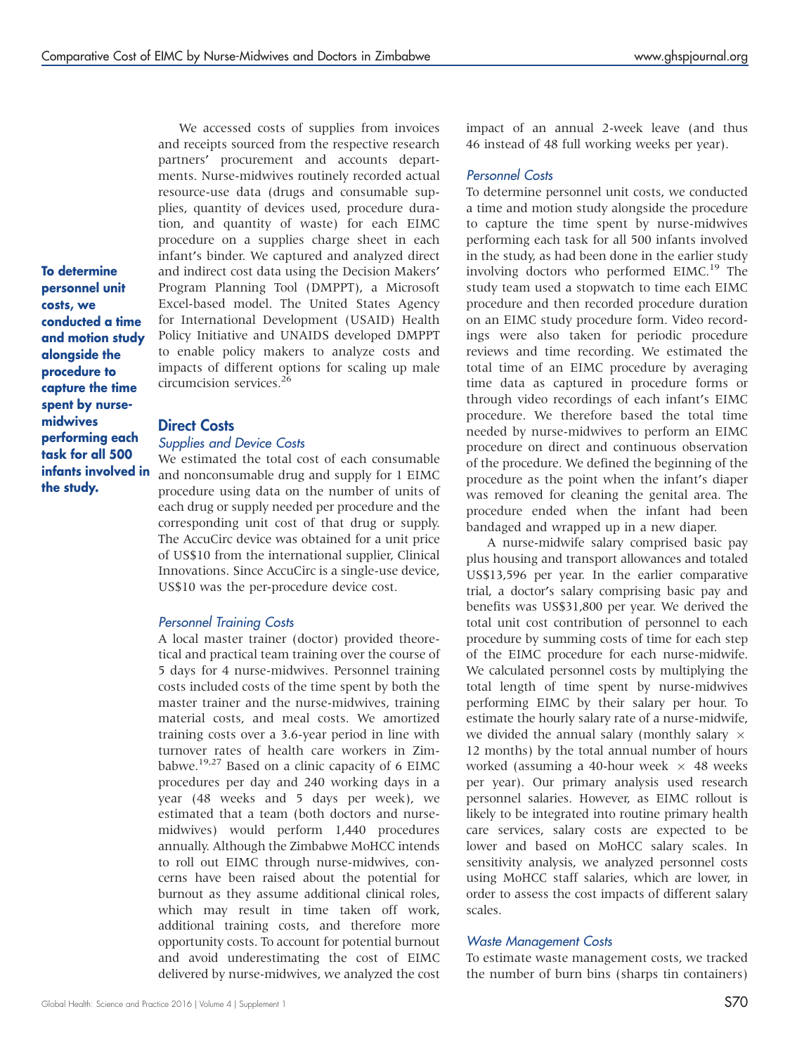We accessed costs of supplies from invoices and receipts sourced from the respective research partners' procurement and accounts departments. Nurse-midwives routinely recorded actual resource-use data (drugs and consumable supplies, quantity of devices used, procedure duration, and quantity of waste) for each EIMC procedure on a supplies charge sheet in each infant's binder. We captured and analyzed direct and indirect cost data using the Decision Makers' Program Planning Tool (DMPPT), a Microsoft Excel-based model. The United States Agency for International Development (USAID) Health Policy Initiative and UNAIDS developed DMPPT to enable policy makers to analyze costs and impacts of different options for scaling up male circumcision services.[26]

**To determine personnel unit costs, we conducted a time and motion study alongside the procedure to capture the time spent by nurse-midwives performing each task for all 500 infants involved in the study.**

## Direct Costs

### *Supplies and Device Costs*

We estimated the total cost of each consumable and nonconsumable drug and supply for 1 EIMC procedure using data on the number of units of each drug or supply needed per procedure and the corresponding unit cost of that drug or supply. The AccuCirc device was obtained for a unit price of US$10 from the international supplier, Clinical Innovations. Since AccuCirc is a single-use device, US$10 was the per-procedure device cost.

### *Personnel Training Costs*

A local master trainer (doctor) provided theoretical and practical team training over the course of 5 days for 4 nurse-midwives. Personnel training costs included costs of the time spent by both the master trainer and the nurse-midwives, training material costs, and meal costs. We amortized training costs over a 3.6-year period in line with turnover rates of health care workers in Zimbabwe.[19,27] Based on a clinic capacity of 6 EIMC procedures per day and 240 working days in a year (48 weeks and 5 days per week), we estimated that a team (both doctors and nurse-midwives) would perform 1,440 procedures annually. Although the Zimbabwe MoHCC intends to roll out EIMC through nurse-midwives, concerns have been raised about the potential for burnout as they assume additional clinical roles, which may result in time taken off work, additional training costs, and therefore more opportunity costs. To account for potential burnout and avoid underestimating the cost of EIMC delivered by nurse-midwives, we analyzed the cost impact of an annual 2-week leave (and thus 46 instead of 48 full working weeks per year).

### *Personnel Costs*

To determine personnel unit costs, we conducted a time and motion study alongside the procedure to capture the time spent by nurse-midwives performing each task for all 500 infants involved in the study, as had been done in the earlier study involving doctors who performed EIMC.[19] The study team used a stopwatch to time each EIMC procedure and then recorded procedure duration on an EIMC study procedure form. Video recordings were also taken for periodic procedure reviews and time recording. We estimated the total time of an EIMC procedure by averaging time data as captured in procedure forms or through video recordings of each infant's EIMC procedure. We therefore based the total time needed by nurse-midwives to perform an EIMC procedure on direct and continuous observation of the procedure. We defined the beginning of the procedure as the point when the infant's diaper was removed for cleaning the genital area. The procedure ended when the infant had been bandaged and wrapped up in a new diaper.

A nurse-midwife salary comprised basic pay plus housing and transport allowances and totaled US$13,596 per year. In the earlier comparative trial, a doctor's salary comprising basic pay and benefits was US$31,800 per year. We derived the total unit cost contribution of personnel to each procedure by summing costs of time for each step of the EIMC procedure for each nurse-midwife. We calculated personnel costs by multiplying the total length of time spent by nurse-midwives performing EIMC by their salary per hour. To estimate the hourly salary rate of a nurse-midwife, we divided the annual salary (monthly salary × 12 months) by the total annual number of hours worked (assuming a 40-hour week × 48 weeks per year). Our primary analysis used research personnel salaries. However, as EIMC rollout is likely to be integrated into routine primary health care services, salary costs are expected to be lower and based on MoHCC salary scales. In sensitivity analysis, we analyzed personnel costs using MoHCC staff salaries, which are lower, in order to assess the cost impacts of different salary scales.

### *Waste Management Costs*

To estimate waste management costs, we tracked the number of burn bins (sharps tin containers)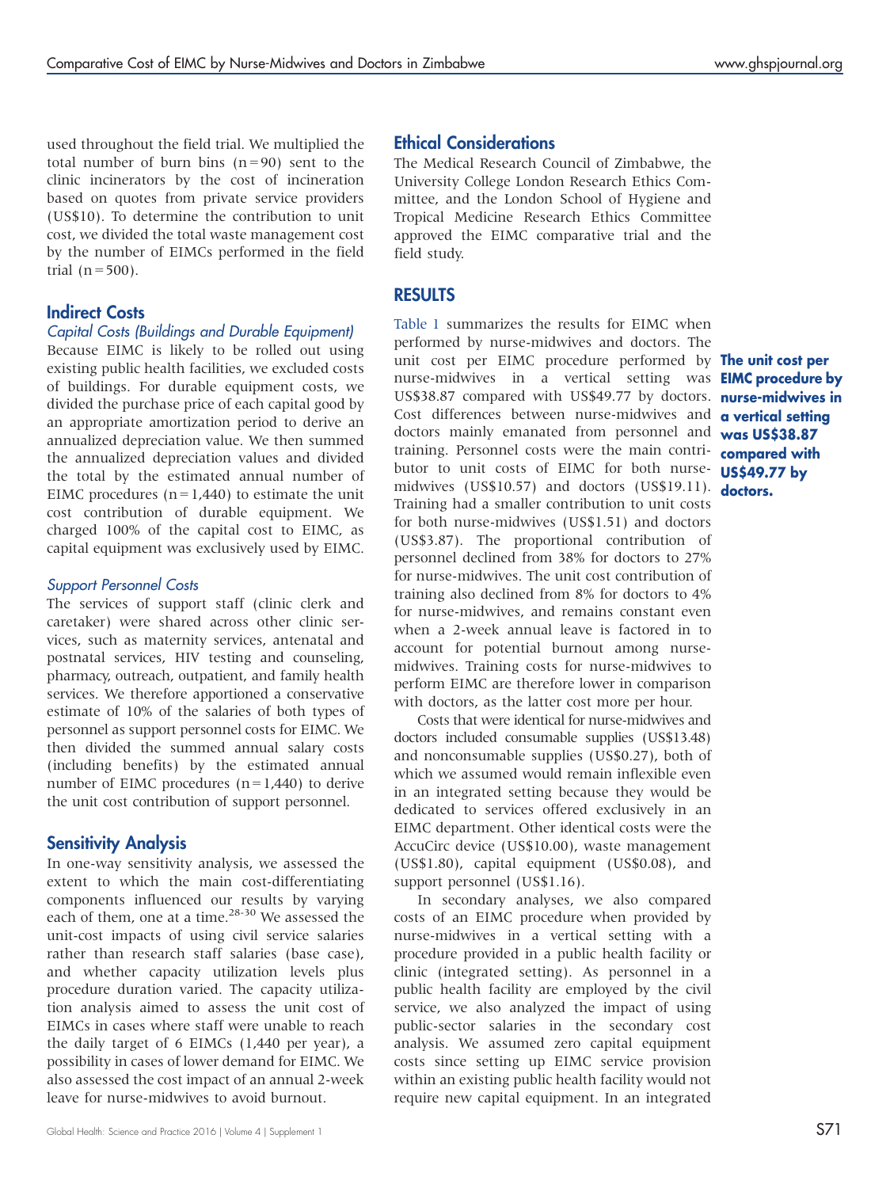used throughout the field trial. We multiplied the total number of burn bins (n = 90) sent to the clinic incinerators by the cost of incineration based on quotes from private service providers (US$10). To determine the contribution to unit cost, we divided the total waste management cost by the number of EIMCs performed in the field trial (n = 500).

## Indirect Costs

### *Capital Costs (Buildings and Durable Equipment)*

Because EIMC is likely to be rolled out using existing public health facilities, we excluded costs of buildings. For durable equipment costs, we divided the purchase price of each capital good by an appropriate amortization period to derive an annualized depreciation value. We then summed the annualized depreciation values and divided the total by the estimated annual number of EIMC procedures (n = 1,440) to estimate the unit cost contribution of durable equipment. We charged 100% of the capital cost to EIMC, as capital equipment was exclusively used by EIMC.

### *Support Personnel Costs*

The services of support staff (clinic clerk and caretaker) were shared across other clinic services, such as maternity services, antenatal and postnatal services, HIV testing and counseling, pharmacy, outreach, outpatient, and family health services. We therefore apportioned a conservative estimate of 10% of the salaries of both types of personnel as support personnel costs for EIMC. We then divided the summed annual salary costs (including benefits) by the estimated annual number of EIMC procedures (n = 1,440) to derive the unit cost contribution of support personnel.

## Sensitivity Analysis

In one-way sensitivity analysis, we assessed the extent to which the main cost-differentiating components influenced our results by varying each of them, one at a time.[28-30] We assessed the unit-cost impacts of using civil service salaries rather than research staff salaries (base case), and whether capacity utilization levels plus procedure duration varied. The capacity utilization analysis aimed to assess the unit cost of EIMCs in cases where staff were unable to reach the daily target of 6 EIMCs (1,440 per year), a possibility in cases of lower demand for EIMC. We also assessed the cost impact of an annual 2-week leave for nurse-midwives to avoid burnout.

## Ethical Considerations

The Medical Research Council of Zimbabwe, the University College London Research Ethics Committee, and the London School of Hygiene and Tropical Medicine Research Ethics Committee approved the EIMC comparative trial and the field study.

# RESULTS

Table 1 summarizes the results for EIMC when performed by nurse-midwives and doctors. The unit cost per EIMC procedure performed by nurse-midwives in a vertical setting was US$38.87 compared with US$49.77 by doctors. Cost differences between nurse-midwives and doctors mainly emanated from personnel and training. Personnel costs were the main contributor to unit costs of EIMC for both nurse-midwives (US$10.57) and doctors (US$19.11). Training had a smaller contribution to unit costs for both nurse-midwives (US$1.51) and doctors (US$3.87). The proportional contribution of personnel declined from 38% for doctors to 27% for nurse-midwives. The unit cost contribution of training also declined from 8% for doctors to 4% for nurse-midwives, and remains constant even when a 2-week annual leave is factored in to account for potential burnout among nurse-midwives. Training costs for nurse-midwives to perform EIMC are therefore lower in comparison with doctors, as the latter cost more per hour.

**The unit cost per EIMC procedure by nurse-midwives in a vertical setting was US$38.87 compared with US$49.77 by doctors.**

Costs that were identical for nurse-midwives and doctors included consumable supplies (US$13.48) and nonconsumable supplies (US$0.27), both of which we assumed would remain inflexible even in an integrated setting because they would be dedicated to services offered exclusively in an EIMC department. Other identical costs were the AccuCirc device (US$10.00), waste management (US$1.80), capital equipment (US$0.08), and support personnel (US$1.16).

In secondary analyses, we also compared costs of an EIMC procedure when provided by nurse-midwives in a vertical setting with a procedure provided in a public health facility or clinic (integrated setting). As personnel in a public health facility are employed by the civil service, we also analyzed the impact of using public-sector salaries in the secondary cost analysis. We assumed zero capital equipment costs since setting up EIMC service provision within an existing public health facility would not require new capital equipment. In an integrated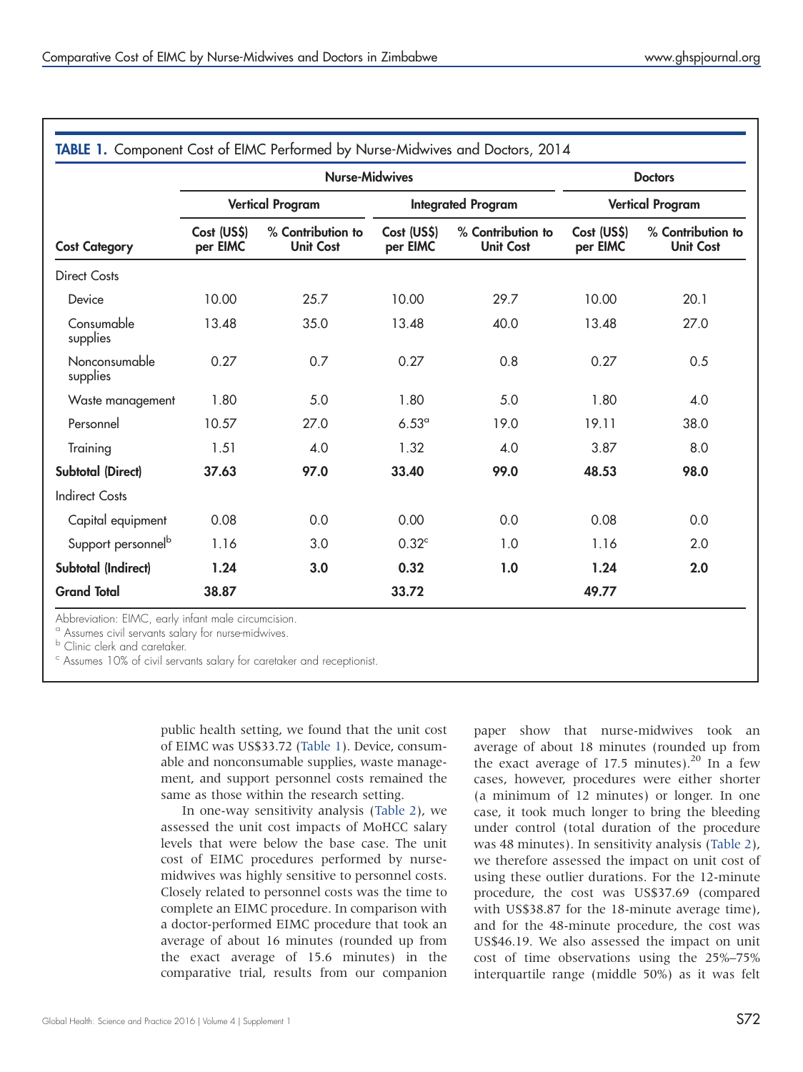**TABLE 1.** Component Cost of EIMC Performed by Nurse-Midwives and Doctors, 2014

| Cost Category | Nurse-Midwives | | | | Doctors | |
|---|---|---|---|---|---|---|
| | Vertical Program | | Integrated Program | | Vertical Program | |
| | Cost (US$) per EIMC | % Contribution to Unit Cost | Cost (US$) per EIMC | % Contribution to Unit Cost | Cost (US$) per EIMC | % Contribution to Unit Cost |
| Direct Costs | | | | | | |
| Device | 10.00 | 25.7 | 10.00 | 29.7 | 10.00 | 20.1 |
| Consumable supplies | 13.48 | 35.0 | 13.48 | 40.0 | 13.48 | 27.0 |
| Nonconsumable supplies | 0.27 | 0.7 | 0.27 | 0.8 | 0.27 | 0.5 |
| Waste management | 1.80 | 5.0 | 1.80 | 5.0 | 1.80 | 4.0 |
| Personnel | 10.57 | 27.0 | 6.53[a] | 19.0 | 19.11 | 38.0 |
| Training | 1.51 | 4.0 | 1.32 | 4.0 | 3.87 | 8.0 |
| **Subtotal (Direct)** | **37.63** | **97.0** | **33.40** | **99.0** | **48.53** | **98.0** |
| Indirect Costs | | | | | | |
| Capital equipment | 0.08 | 0.0 | 0.00 | 0.0 | 0.08 | 0.0 |
| Support personnel[b] | 1.16 | 3.0 | 0.32[c] | 1.0 | 1.16 | 2.0 |
| **Subtotal (Indirect)** | **1.24** | **3.0** | **0.32** | **1.0** | **1.24** | **2.0** |
| **Grand Total** | **38.87** | | **33.72** | | **49.77** | |

Abbreviation: EIMC, early infant male circumcision.
[a] Assumes civil servants salary for nurse-midwives.
[b] Clinic clerk and caretaker.
[c] Assumes 10% of civil servants salary for caretaker and receptionist.

public health setting, we found that the unit cost of EIMC was US$33.72 (Table 1). Device, consumable and nonconsumable supplies, waste management, and support personnel costs remained the same as those within the research setting.

In one-way sensitivity analysis (Table 2), we assessed the unit cost impacts of MoHCC salary levels that were below the base case. The unit cost of EIMC procedures performed by nurse-midwives was highly sensitive to personnel costs. Closely related to personnel costs was the time to complete an EIMC procedure. In comparison with a doctor-performed EIMC procedure that took an average of about 16 minutes (rounded up from the exact average of 15.6 minutes) in the comparative trial, results from our companion paper show that nurse-midwives took an average of about 18 minutes (rounded up from the exact average of 17.5 minutes).[20] In a few cases, however, procedures were either shorter (a minimum of 12 minutes) or longer. In one case, it took much longer to bring the bleeding under control (total duration of the procedure was 48 minutes). In sensitivity analysis (Table 2), we therefore assessed the impact on unit cost of using these outlier durations. For the 12-minute procedure, the cost was US$37.69 (compared with US$38.87 for the 18-minute average time), and for the 48-minute procedure, the cost was US$46.19. We also assessed the impact on unit cost of time observations using the 25%–75% interquartile range (middle 50%) as it was felt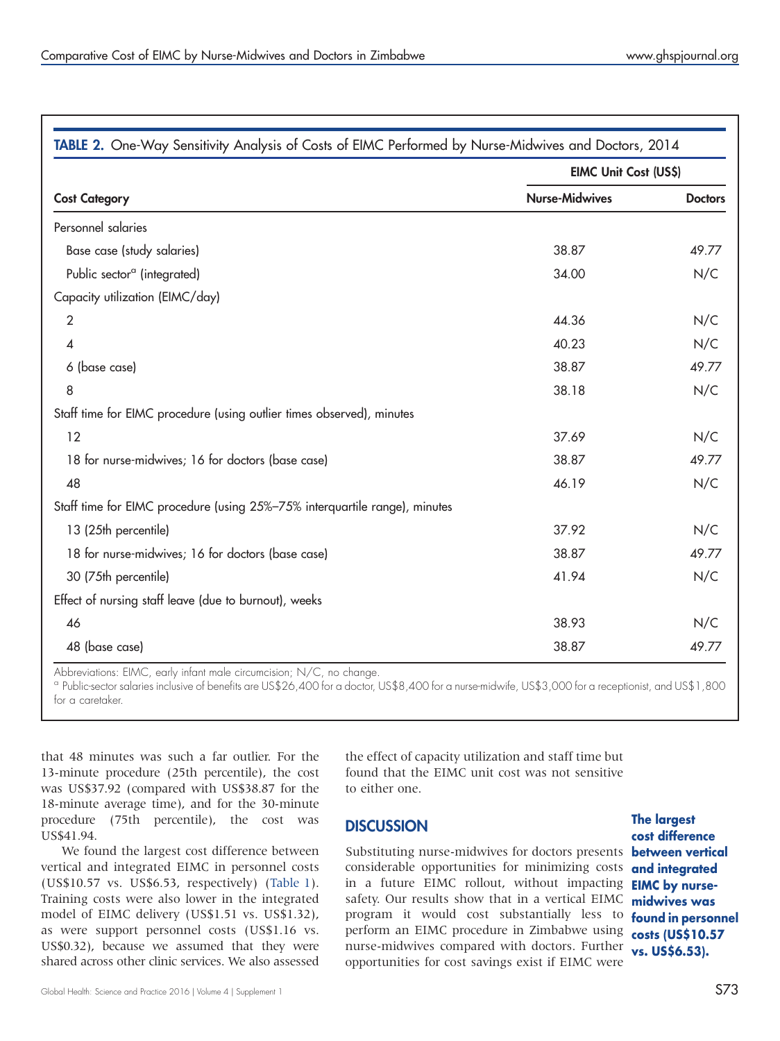**TABLE 2.** One-Way Sensitivity Analysis of Costs of EIMC Performed by Nurse-Midwives and Doctors, 2014

| | EIMC Unit Cost (US$) | |
|---|---|---|
| **Cost Category** | **Nurse-Midwives** | **Doctors** |
| Personnel salaries | | |
| Base case (study salaries) | 38.87 | 49.77 |
| Public sector[a] (integrated) | 34.00 | N/C |
| Capacity utilization (EIMC/day) | | |
| 2 | 44.36 | N/C |
| 4 | 40.23 | N/C |
| 6 (base case) | 38.87 | 49.77 |
| 8 | 38.18 | N/C |
| Staff time for EIMC procedure (using outlier times observed), minutes | | |
| 12 | 37.69 | N/C |
| 18 for nurse-midwives; 16 for doctors (base case) | 38.87 | 49.77 |
| 48 | 46.19 | N/C |
| Staff time for EIMC procedure (using 25%–75% interquartile range), minutes | | |
| 13 (25th percentile) | 37.92 | N/C |
| 18 for nurse-midwives; 16 for doctors (base case) | 38.87 | 49.77 |
| 30 (75th percentile) | 41.94 | N/C |
| Effect of nursing staff leave (due to burnout), weeks | | |
| 46 | 38.93 | N/C |
| 48 (base case) | 38.87 | 49.77 |

Abbreviations: EIMC, early infant male circumcision; N/C, no change.
[a] Public-sector salaries inclusive of benefits are US$26,400 for a doctor, US$8,400 for a nurse-midwife, US$3,000 for a receptionist, and US$1,800 for a caretaker.

that 48 minutes was such a far outlier. For the 13-minute procedure (25th percentile), the cost was US$37.92 (compared with US$38.87 for the 18-minute average time), and for the 30-minute procedure (75th percentile), the cost was US$41.94.

We found the largest cost difference between vertical and integrated EIMC in personnel costs (US$10.57 vs. US$6.53, respectively) (Table 1). Training costs were also lower in the integrated model of EIMC delivery (US$1.51 vs. US$1.32), as were support personnel costs (US$1.16 vs. US$0.32), because we assumed that they were shared across other clinic services. We also assessed the effect of capacity utilization and staff time but found that the EIMC unit cost was not sensitive to either one.

## DISCUSSION

Substituting nurse-midwives for doctors presents considerable opportunities for minimizing costs in a future EIMC rollout, without impacting safety. Our results show that in a vertical EIMC program it would cost substantially less to perform an EIMC procedure in Zimbabwe using nurse-midwives compared with doctors. Further opportunities for cost savings exist if EIMC were

**The largest cost difference between vertical and integrated EIMC by nurse-midwives was found in personnel costs (US$10.57 vs. US$6.53).**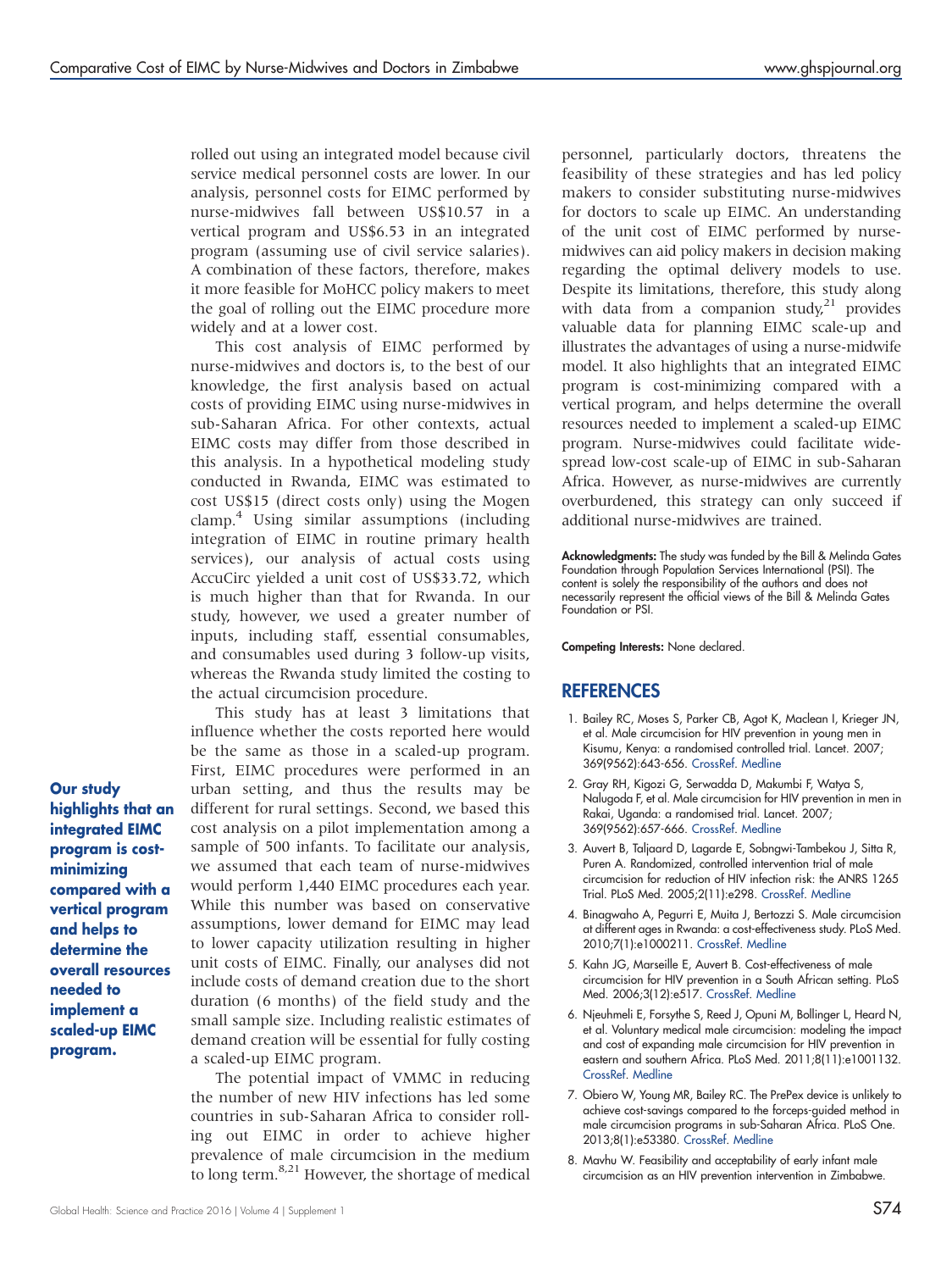rolled out using an integrated model because civil service medical personnel costs are lower. In our analysis, personnel costs for EIMC performed by nurse-midwives fall between US$10.57 in a vertical program and US$6.53 in an integrated program (assuming use of civil service salaries). A combination of these factors, therefore, makes it more feasible for MoHCC policy makers to meet the goal of rolling out the EIMC procedure more widely and at a lower cost.

This cost analysis of EIMC performed by nurse-midwives and doctors is, to the best of our knowledge, the first analysis based on actual costs of providing EIMC using nurse-midwives in sub-Saharan Africa. For other contexts, actual EIMC costs may differ from those described in this analysis. In a hypothetical modeling study conducted in Rwanda, EIMC was estimated to cost US$15 (direct costs only) using the Mogen clamp.[4] Using similar assumptions (including integration of EIMC in routine primary health services), our analysis of actual costs using AccuCirc yielded a unit cost of US$33.72, which is much higher than that for Rwanda. In our study, however, we used a greater number of inputs, including staff, essential consumables, and consumables used during 3 follow-up visits, whereas the Rwanda study limited the costing to the actual circumcision procedure.

**Our study highlights that an integrated EIMC program is cost-minimizing compared with a vertical program and helps to determine the overall resources needed to implement a scaled-up EIMC program.**

This study has at least 3 limitations that influence whether the costs reported here would be the same as those in a scaled-up program. First, EIMC procedures were performed in an urban setting, and thus the results may be different for rural settings. Second, we based this cost analysis on a pilot implementation among a sample of 500 infants. To facilitate our analysis, we assumed that each team of nurse-midwives would perform 1,440 EIMC procedures each year. While this number was based on conservative assumptions, lower demand for EIMC may lead to lower capacity utilization resulting in higher unit costs of EIMC. Finally, our analyses did not include costs of demand creation due to the short duration (6 months) of the field study and the small sample size. Including realistic estimates of demand creation will be essential for fully costing a scaled-up EIMC program.

The potential impact of VMMC in reducing the number of new HIV infections has led some countries in sub-Saharan Africa to consider rolling out EIMC in order to achieve higher prevalence of male circumcision in the medium to long term.[8,21] However, the shortage of medical personnel, particularly doctors, threatens the feasibility of these strategies and has led policy makers to consider substituting nurse-midwives for doctors to scale up EIMC. An understanding of the unit cost of EIMC performed by nurse-midwives can aid policy makers in decision making regarding the optimal delivery models to use. Despite its limitations, therefore, this study along with data from a companion study,[21] provides valuable data for planning EIMC scale-up and illustrates the advantages of using a nurse-midwife model. It also highlights that an integrated EIMC program is cost-minimizing compared with a vertical program, and helps determine the overall resources needed to implement a scaled-up EIMC program. Nurse-midwives could facilitate widespread low-cost scale-up of EIMC in sub-Saharan Africa. However, as nurse-midwives are currently overburdened, this strategy can only succeed if additional nurse-midwives are trained.

**Acknowledgments:** The study was funded by the Bill & Melinda Gates Foundation through Population Services International (PSI). The content is solely the responsibility of the authors and does not necessarily represent the official views of the Bill & Melinda Gates Foundation or PSI.

**Competing Interests:** None declared.

## REFERENCES

1. Bailey RC, Moses S, Parker CB, Agot K, Maclean I, Krieger JN, et al. Male circumcision for HIV prevention in young men in Kisumu, Kenya: a randomised controlled trial. Lancet. 2007; 369(9562):643-656. CrossRef. Medline
2. Gray RH, Kigozi G, Serwadda D, Makumbi F, Watya S, Nalugoda F, et al. Male circumcision for HIV prevention in men in Rakai, Uganda: a randomised trial. Lancet. 2007; 369(9562):657-666. CrossRef. Medline
3. Auvert B, Taljaard D, Lagarde E, Sobngwi-Tambekou J, Sitta R, Puren A. Randomized, controlled intervention trial of male circumcision for reduction of HIV infection risk: the ANRS 1265 Trial. PLoS Med. 2005;2(11):e298. CrossRef. Medline
4. Binagwaho A, Pegurri E, Muita J, Bertozzi S. Male circumcision at different ages in Rwanda: a cost-effectiveness study. PLoS Med. 2010;7(1):e1000211. CrossRef. Medline
5. Kahn JG, Marseille E, Auvert B. Cost-effectiveness of male circumcision for HIV prevention in a South African setting. PLoS Med. 2006;3(12):e517. CrossRef. Medline
6. Njeuhmeli E, Forsythe S, Reed J, Opuni M, Bollinger L, Heard N, et al. Voluntary medical male circumcision: modeling the impact and cost of expanding male circumcision for HIV prevention in eastern and southern Africa. PLoS Med. 2011;8(11):e1001132. CrossRef. Medline
7. Obiero W, Young MR, Bailey RC. The PrePex device is unlikely to achieve cost-savings compared to the forceps-guided method in male circumcision programs in sub-Saharan Africa. PLoS One. 2013;8(1):e53380. CrossRef. Medline
8. Mavhu W. Feasibility and acceptability of early infant male circumcision as an HIV prevention intervention in Zimbabwe.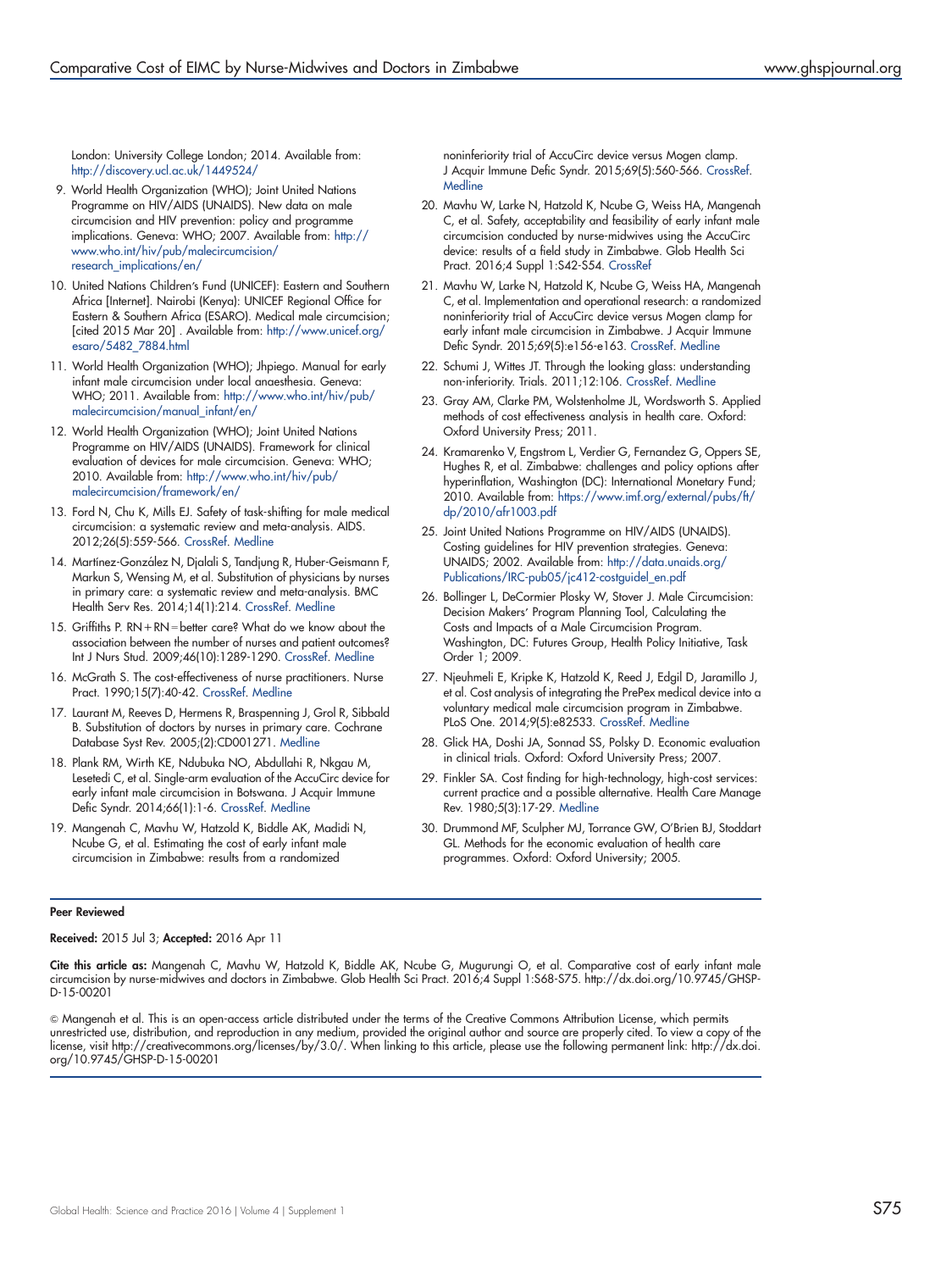London: University College London; 2014. Available from: http://discovery.ucl.ac.uk/1449524/

9. World Health Organization (WHO); Joint United Nations Programme on HIV/AIDS (UNAIDS). New data on male circumcision and HIV prevention: policy and programme implications. Geneva: WHO; 2007. Available from: http://www.who.int/hiv/pub/malecircumcision/research_implications/en/
10. United Nations Children's Fund (UNICEF): Eastern and Southern Africa [Internet]. Nairobi (Kenya): UNICEF Regional Office for Eastern & Southern Africa (ESARO). Medical male circumcision; [cited 2015 Mar 20] . Available from: http://www.unicef.org/esaro/5482_7884.html
11. World Health Organization (WHO); Jhpiego. Manual for early infant male circumcision under local anaesthesia. Geneva: WHO; 2011. Available from: http://www.who.int/hiv/pub/malecircumcision/manual_infant/en/
12. World Health Organization (WHO); Joint United Nations Programme on HIV/AIDS (UNAIDS). Framework for clinical evaluation of devices for male circumcision. Geneva: WHO; 2010. Available from: http://www.who.int/hiv/pub/malecircumcision/framework/en/
13. Ford N, Chu K, Mills EJ. Safety of task-shifting for male medical circumcision: a systematic review and meta-analysis. AIDS. 2012;26(5):559-566. CrossRef. Medline
14. Martínez-González N, Djalali S, Tandjung R, Huber-Geismann F, Markun S, Wensing M, et al. Substitution of physicians by nurses in primary care: a systematic review and meta-analysis. BMC Health Serv Res. 2014;14(1):214. CrossRef. Medline
15. Griffiths P. RN+RN=better care? What do we know about the association between the number of nurses and patient outcomes? Int J Nurs Stud. 2009;46(10):1289-1290. CrossRef. Medline
16. McGrath S. The cost-effectiveness of nurse practitioners. Nurse Pract. 1990;15(7):40-42. CrossRef. Medline
17. Laurant M, Reeves D, Hermens R, Braspenning J, Grol R, Sibbald B. Substitution of doctors by nurses in primary care. Cochrane Database Syst Rev. 2005;(2):CD001271. Medline
18. Plank RM, Wirth KE, Ndubuka NO, Abdullahi R, Nkgau M, Lesetedi C, et al. Single-arm evaluation of the AccuCirc device for early infant male circumcision in Botswana. J Acquir Immune Defic Syndr. 2014;66(1):1-6. CrossRef. Medline
19. Mangenah C, Mavhu W, Hatzold K, Biddle AK, Madidi N, Ncube G, et al. Estimating the cost of early infant male circumcision in Zimbabwe: results from a randomized noninferiority trial of AccuCirc device versus Mogen clamp. J Acquir Immune Defic Syndr. 2015;69(5):560-566. CrossRef. Medline
20. Mavhu W, Larke N, Hatzold K, Ncube G, Weiss HA, Mangenah C, et al. Safety, acceptability and feasibility of early infant male circumcision conducted by nurse-midwives using the AccuCirc device: results of a field study in Zimbabwe. Glob Health Sci Pract. 2016;4 Suppl 1:S42-S54. CrossRef
21. Mavhu W, Larke N, Hatzold K, Ncube G, Weiss HA, Mangenah C, et al. Implementation and operational research: a randomized noninferiority trial of AccuCirc device versus Mogen clamp for early infant male circumcision in Zimbabwe. J Acquir Immune Defic Syndr. 2015;69(5):e156-e163. CrossRef. Medline
22. Schumi J, Wittes JT. Through the looking glass: understanding non-inferiority. Trials. 2011;12:106. CrossRef. Medline
23. Gray AM, Clarke PM, Wolstenholme JL, Wordsworth S. Applied methods of cost effectiveness analysis in health care. Oxford: Oxford University Press; 2011.
24. Kramarenko V, Engstrom L, Verdier G, Fernandez G, Oppers SE, Hughes R, et al. Zimbabwe: challenges and policy options after hyperinflation. Washington (DC): International Monetary Fund; 2010. Available from: https://www.imf.org/external/pubs/ft/dp/2010/afr1003.pdf
25. Joint United Nations Programme on HIV/AIDS (UNAIDS). Costing guidelines for HIV prevention strategies. Geneva: UNAIDS; 2002. Available from: http://data.unaids.org/Publications/IRC-pub05/jc412-costguidel_en.pdf
26. Bollinger L, DeCormier Plosky W, Stover J. Male Circumcision: Decision Makers' Program Planning Tool, Calculating the Costs and Impacts of a Male Circumcision Program. Washington, DC: Futures Group, Health Policy Initiative, Task Order 1; 2009.
27. Njeuhmeli E, Kripke K, Hatzold K, Reed J, Edgil D, Jaramillo J, et al. Cost analysis of integrating the PrePex medical device into a voluntary medical male circumcision program in Zimbabwe. PLoS One. 2014;9(5):e82533. CrossRef. Medline
28. Glick HA, Doshi JA, Sonnad SS, Polsky D. Economic evaluation in clinical trials. Oxford: Oxford University Press; 2007.
29. Finkler SA. Cost finding for high-technology, high-cost services: current practice and a possible alternative. Health Care Manage Rev. 1980;5(3):17-29. Medline
30. Drummond MF, Sculpher MJ, Torrance GW, O'Brien BJ, Stoddart GL. Methods for the economic evaluation of health care programmes. Oxford: Oxford University; 2005.

**Peer Reviewed**

**Received:** 2015 Jul 3; **Accepted:** 2016 Apr 11

**Cite this article as:** Mangenah C, Mavhu W, Hatzold K, Biddle AK, Ncube G, Mugurungi O, et al. Comparative cost of early infant male circumcision by nurse-midwives and doctors in Zimbabwe. Glob Health Sci Pract. 2016;4 Suppl 1:S68-S75. http://dx.doi.org/10.9745/GHSP-D-15-00201

© Mangenah et al. This is an open-access article distributed under the terms of the Creative Commons Attribution License, which permits unrestricted use, distribution, and reproduction in any medium, provided the original author and source are properly cited. To view a copy of the license, visit http://creativecommons.org/licenses/by/3.0/. When linking to this article, please use the following permanent link: http://dx.doi.org/10.9745/GHSP-D-15-00201